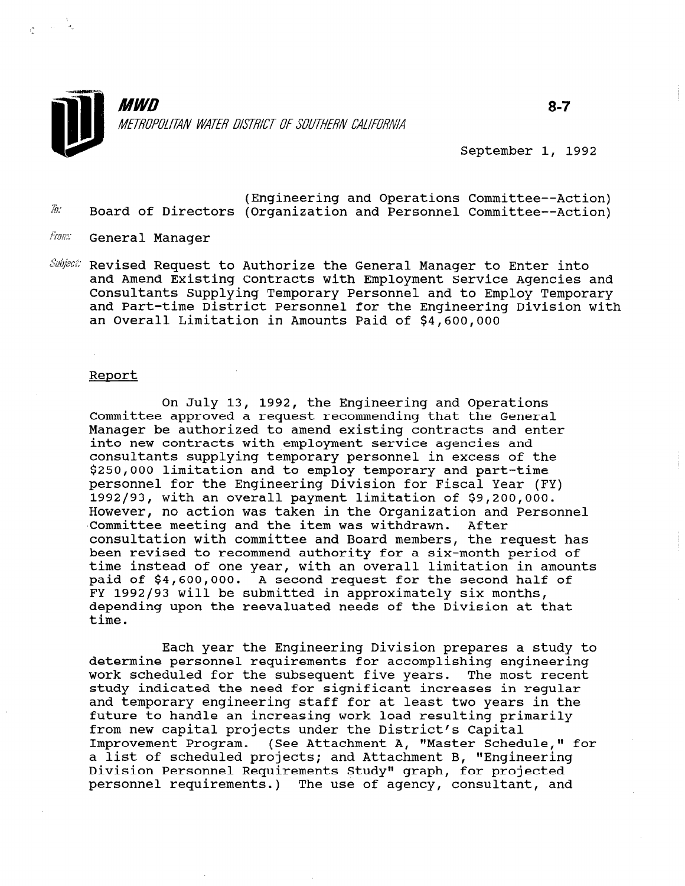**MWD**

*METROPOLITAN WATER DISTRICT OF SOUTHERN CALIFORNIA*

8-7

September 1, 1992

*To:* Board of Directors (Engineering and Operations Committee--Action)
(Organization and Personnel Committee--Action)

*From:* General Manager

*Subject:* Revised Request to Authorize the General Manager to Enter into and Amend Existing Contracts with Employment Service Agencies and Consultants Supplying Temporary Personnel and to Employ Temporary and Part-time District Personnel for the Engineering Division with an Overall Limitation in Amounts Paid of $4,600,000

## Report

On July 13, 1992, the Engineering and Operations Committee approved a request recommending that the General Manager be authorized to amend existing contracts and enter into new contracts with employment service agencies and consultants supplying temporary personnel in excess of the $250,000 limitation and to employ temporary and part-time personnel for the Engineering Division for Fiscal Year (FY) 1992/93, with an overall payment limitation of $9,200,000. However, no action was taken in the Organization and Personnel Committee meeting and the item was withdrawn. After consultation with committee and Board members, the request has been revised to recommend authority for a six-month period of time instead of one year, with an overall limitation in amounts paid of $4,600,000. A second request for the second half of FY 1992/93 will be submitted in approximately six months, depending upon the reevaluated needs of the Division at that time.

Each year the Engineering Division prepares a study to determine personnel requirements for accomplishing engineering work scheduled for the subsequent five years. The most recent study indicated the need for significant increases in regular and temporary engineering staff for at least two years in the future to handle an increasing work load resulting primarily from new capital projects under the District's Capital Improvement Program. (See Attachment A, "Master Schedule," for a list of scheduled projects; and Attachment B, "Engineering Division Personnel Requirements Study" graph, for projected personnel requirements.) The use of agency, consultant, and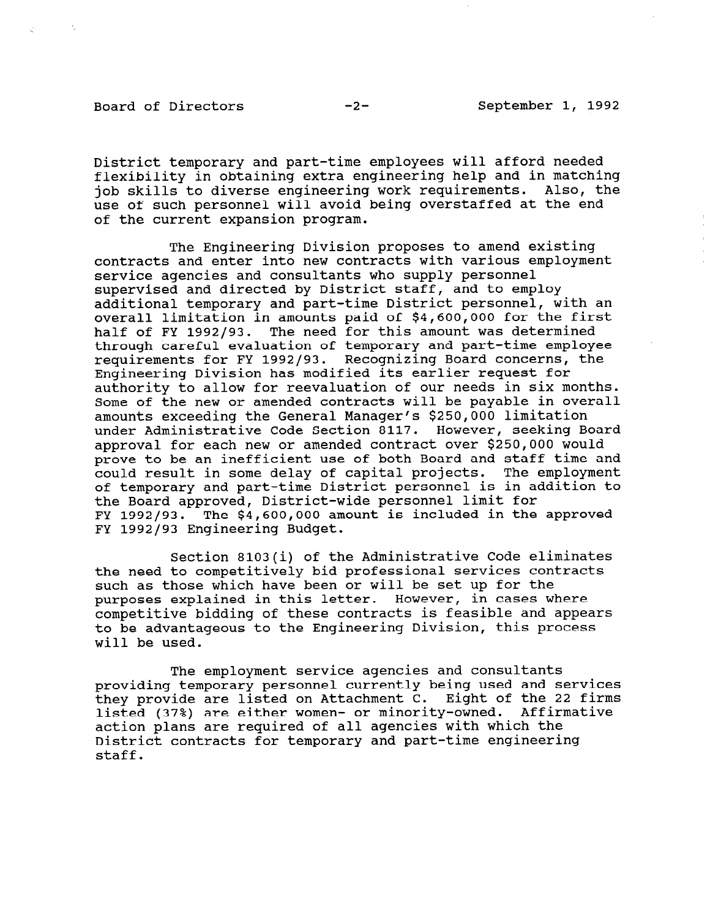District temporary and part-time employees will afford needed flexibility in obtaining extra engineering help and in matching job skills to diverse engineering work requirements. Also, the use of such personnel will avoid being overstaffed at the end of the current expansion program.

The Engineering Division proposes to amend existing contracts and enter into new contracts with various employment service agencies and consultants who supply personnel supervised and directed by District staff, and to employ additional temporary and part-time District personnel, with an overall limitation in amounts paid of $4,600,000 for the first half of FY 1992/93. The need for this amount was determined through careful evaluation of temporary and part-time employee requirements for FY 1992/93. Recognizing Board concerns, the Engineering Division has modified its earlier request for authority to allow for reevaluation of our needs in six months. Some of the new or amended contracts will be payable in overall amounts exceeding the General Manager's $250,000 limitation under Administrative Code Section 8117. However, seeking Board approval for each new or amended contract over $250,000 would prove to be an inefficient use of both Board and staff time and could result in some delay of capital projects. The employment of temporary and part-time District personnel is in addition to the Board approved, District-wide personnel limit for FY 1992/93. The $4,600,000 amount is included in the approved FY 1992/93 Engineering Budget.

Section 8103(i) of the Administrative Code eliminates the need to competitively bid professional services contracts such as those which have been or will be set up for the purposes explained in this letter. However, in cases where competitive bidding of these contracts is feasible and appears to be advantageous to the Engineering Division, this process will be used.

The employment service agencies and consultants providing temporary personnel currently being used and services they provide are listed on Attachment C. Eight of the 22 firms listed (37%) are either women- or minority-owned. Affirmative action plans are required of all agencies with which the District contracts for temporary and part-time engineering staff.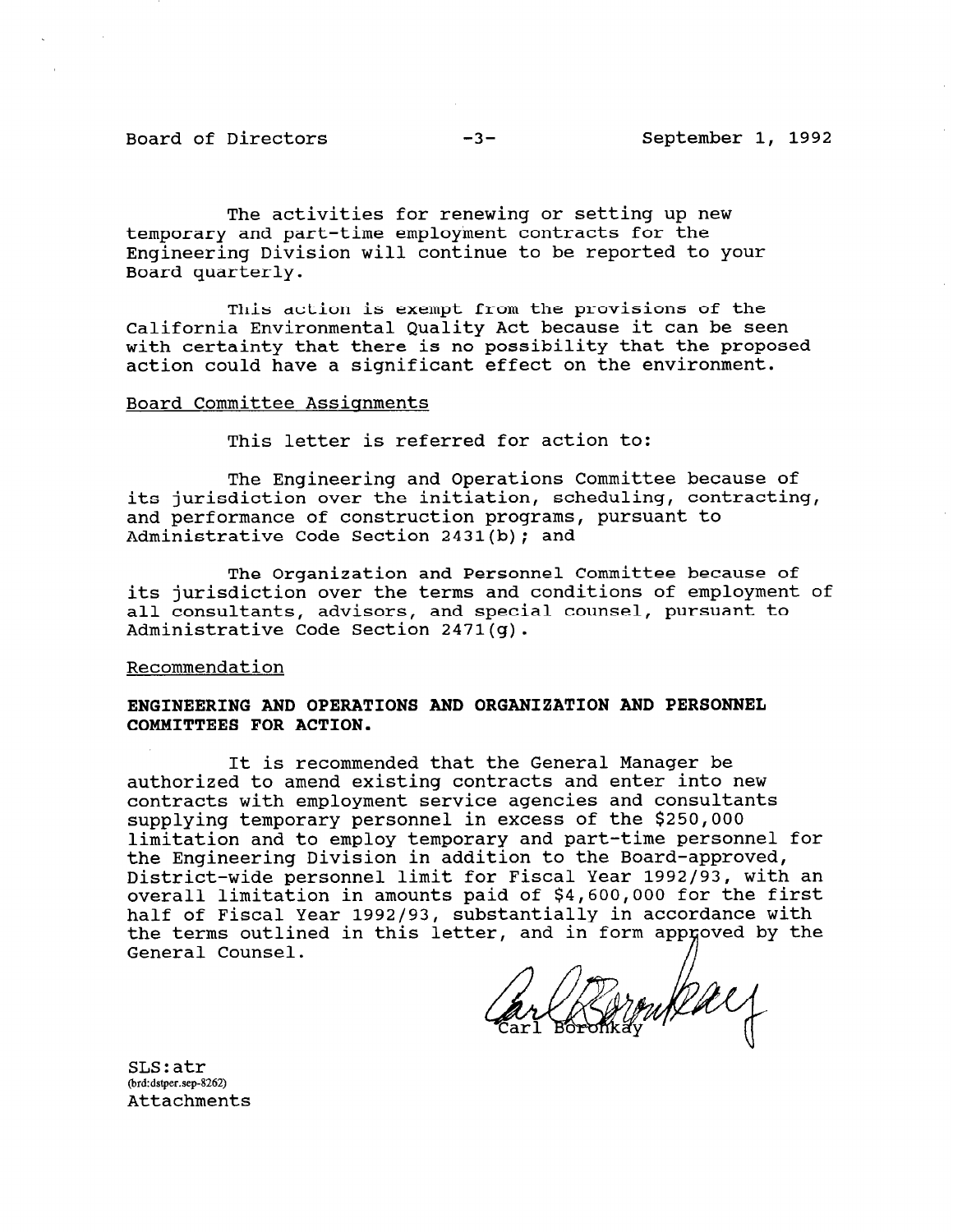The activities for renewing or setting up new temporary and part-time employment contracts for the Engineering Division will continue to be reported to your Board quarterly.

This action is exempt from the provisions of the California Environmental Quality Act because it can be seen with certainty that there is no possibility that the proposed action could have a significant effect on the environment.

Board Committee Assignments

This letter is referred for action to:

The Engineering and Operations Committee because of its jurisdiction over the initiation, scheduling, contracting, and performance of construction programs, pursuant to Administrative Code Section 2431(b); and

The Organization and Personnel Committee because of its jurisdiction over the terms and conditions of employment of all consultants, advisors, and special counsel, pursuant to Administrative Code Section 2471(g).

Recommendation

**ENGINEERING AND OPERATIONS AND ORGANIZATION AND PERSONNEL COMMITTEES FOR ACTION.**

It is recommended that the General Manager be authorized to amend existing contracts and enter into new contracts with employment service agencies and consultants supplying temporary personnel in excess of the $250,000 limitation and to employ temporary and part-time personnel for the Engineering Division in addition to the Board-approved, District-wide personnel limit for Fiscal Year 1992/93, with an overall limitation in amounts paid of $4,600,000 for the first half of Fiscal Year 1992/93, substantially in accordance with the terms outlined in this letter, and in form approved by the General Counsel.

Carl Boronkay

SLS:atr
(brd:dstper.sep-8262)
Attachments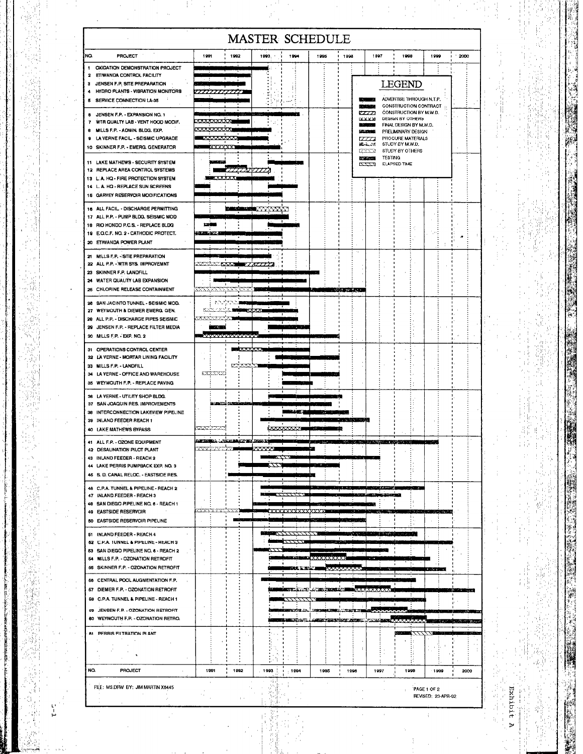# MASTER SCHEDULE

| NO. | PROJECT | 1991 | 1992 | 1993 | 1994 | 1995 | 1996 | 1997 | 1998 | 1999 | 2000 |
|---|---|---|---|---|---|---|---|---|---|---|---|
| 1 | OXIDATION DEMONSTRATION PROJECT | | | | | | | | | | |
| 2 | ETIWANDA CONTROL FACILITY | | | | | | | | | | |
| 3 | JENSEN F.P. SITE PREPARATION | | | | | | | | | | |
| 4 | HYDRO PLANTS - VIBRATION MONITORS | | | | | | | | | | |
| 5 | SERVICE CONNECTION LA-35 | | | | | | | | | | |
| 6 | JENSEN F.P. - EXPANSION NO. 1 | | | | | | | | | | |
| 7 | WTR QUALTY LAB - VENT HOOD MODIF. | | | | | | | | | | |
| 8 | MILLS F.P. - ADMIN. BLDG. EXP. | | | | | | | | | | |
| 9 | LA VERNE FACIL. - SEISMIC UPGRADE | | | | | | | | | | |
| 10 | SKINNER F.P. - EMERG. GENERATOR | | | | | | | | | | |
| 11 | LAKE MATHEWS - SECURITY SYSTEM | | | | | | | | | | |
| 12 | REPLACE AREA CONTROL SYSTEMS | | | | | | | | | | |
| 13 | L. A. HQ - FIRE PROTECTION SYSTEM | | | | | | | | | | |
| 14 | L. A. HQ - REPLACE SUN SCREENS | | | | | | | | | | |
| 15 | GARVEY RESERVOIR MODIFICATIONS | | | | | | | | | | |
| 16 | ALL FACIL. - DISCHARGE PERMITTING | | | | | | | | | | |
| 17 | ALL P.P. - PUMP BLDG. SEISMIC MOD | | | | | | | | | | |
| 18 | RIO HONDO P.C.S. - REPLACE BLDG | | | | | | | | | | |
| 19 | E.O.C.F. NO. 2 - CATHODIC PROTECT. | | | | | | | | | | |
| 20 | ETIWANDA POWER PLANT | | | | | | | | | | |
| 21 | MILLS F.P. - SITE PREPARATION | | | | | | | | | | |
| 22 | ALL P.P. - WTR SYS. IMPROVEMNT | | | | | | | | | | |
| 23 | SKINNER F.P. LANDFILL | | | | | | | | | | |
| 24 | WATER QUALITY LAB EXPANSION | | | | | | | | | | |
| 25 | CHLORINE RELEASE CONTAINMENT | | | | | | | | | | |
| 26 | SAN JACINTO TUNNEL - SEISMIC MOD. | | | | | | | | | | |
| 27 | WEYMOUTH & DIEMER EMERG. GEN. | | | | | | | | | | |
| 28 | ALL P.P. - DISCHARGE PIPES SEISMIC | | | | | | | | | | |
| 29 | JENSEN F.P. - REPLACE FILTER MEDIA | | | | | | | | | | |
| 30 | MILLS F.P. - EXP. NO. 2 | | | | | | | | | | |
| 31 | OPERATIONS CONTROL CENTER | | | | | | | | | | |
| 32 | LA VERNE - MORTAR LINING FACILITY | | | | | | | | | | |
| 33 | MILLS F.P. - LANDFILL | | | | | | | | | | |
| 34 | LA VERNE - OFFICE AND WAREHOUSE | | | | | | | | | | |
| 35 | WEYMOUTH F.P. - REPLACE PAVING | | | | | | | | | | |
| 36 | LA VERNE - UTILITY SHOP BLDG. | | | | | | | | | | |
| 37 | SAN JOAQUIN RES. IMPROVEMENTS | | | | | | | | | | |
| 38 | INTERCONNECTION LAKEVIEW PIPELINE | | | | | | | | | | |
| 39 | INLAND FEEDER REACH 1 | | | | | | | | | | |
| 40 | LAKE MATHEWS BYPASS | | | | | | | | | | |
| 41 | ALL F.P. - OZONE EQUIPMENT | | | | | | | | | | |
| 42 | DESALINATION PILOT PLANT | | | | | | | | | | |
| 43 | INLAND FEEDER - REACH 2 | | | | | | | | | | |
| 44 | LAKE PERRIS PUMPBACK EXP. NO. 3 | | | | | | | | | | |
| 45 | S. D. CANAL RELOC. - EASTSIDE RES. | | | | | | | | | | |
| 46 | C.P.A. TUNNEL & PIPELINE - REACH 2 | | | | | | | | | | |
| 47 | INLAND FEEDER - REACH 3 | | | | | | | | | | |
| 48 | SAN DIEGO PIPELINE NO. 6 - REACH 1 | | | | | | | | | | |
| 49 | EASTSIDE RESERVOIR | | | | | | | | | | |
| 50 | EASTSIDE RESERVOIR PIPELINE | | | | | | | | | | |
| 51 | INLAND FEEDER - REACH 4 | | | | | | | | | | |
| 52 | C.P.A. TUNNEL & PIPELINE - REACH 3 | | | | | | | | | | |
| 53 | SAN DIEGO PIPELINE NO. 6 - REACH 2 | | | | | | | | | | |
| 54 | MILLS F.P. - OZONATION RETROFIT | | | | | | | | | | |
| 55 | SKINNER F.P. - OZONATION RETROFIT | | | | | | | | | | |
| 56 | CENTRAL POOL AUGMENTATION F.P. | | | | | | | | | | |
| 57 | DIEMER F.P. - OZONATION RETROFIT | | | | | | | | | | |
| 58 | C.P.A. TUNNEL & PIPELINE - REACH 1 | | | | | | | | | | |
| 59 | JENSEN F.P. - OZONATION RETROFIT | | | | | | | | | | |
| 60 | WEYMOUTH F.P. - OZONATION RETRO. | | | | | | | | | | |
| 61 | PERRIS FILTRATION PLANT | | | | | | | | | | |

**LEGEND**

- ADVERTISE THROUGH N.T.P.
- CONSTRUCTION CONTRACT
- CONSTRUCTION BY M.W.D.
- DESIGN BY OTHERS
- FINAL DESIGN BY M.W.D.
- PRELIMINARY DESIGN
- PROCURE MATERIALS
- STUDY BY M.W.D.
- STUDY BY OTHERS
- TESTING
- ELAPSED TIME

FILE: MS.DRW BY: JIM MARTIN X6445

PAGE 1 OF 2
REVISED: 23-APR-92

Exhibit A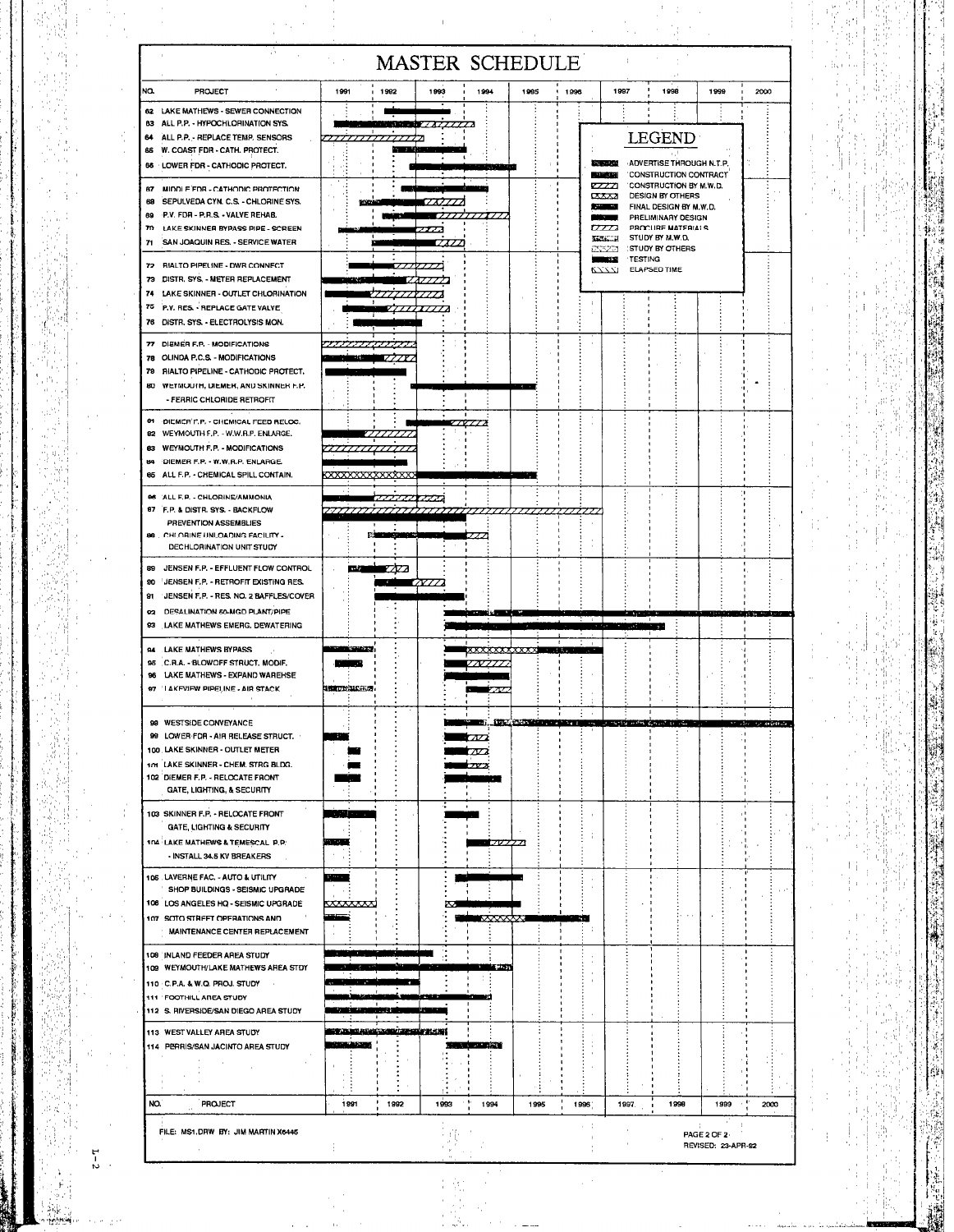# MASTER SCHEDULE

| NO. | PROJECT | 1991 | 1992 | 1993 | 1994 | 1995 | 1996 | 1997 | 1998 | 1999 | 2000 |
|---|---|---|---|---|---|---|---|---|---|---|---|
| 62 | LAKE MATHEWS - SEWER CONNECTION | | | | | | | | | | |
| 63 | ALL P.P. - HYPOCHLORINATION SYS. | | | | | | | | | | |
| 64 | ALL P.P. - REPLACE TEMP. SENSORS | | | | | | | | | | |
| 65 | W. COAST FDR - CATH. PROTECT. | | | | | | | | | | |
| 66 | LOWER FDR - CATHODIC PROTECT. | | | | | | | | | | |
| 67 | MIDDLE FDR - CATHODIC PROTECTION | | | | | | | | | | |
| 68 | SEPULVEDA CYN. C.S. - CHLORINE SYS. | | | | | | | | | | |
| 69 | P.V. FDR - P.R.S. - VALVE REHAB. | | | | | | | | | | |
| 70 | LAKE SKINNER BYPASS PIPE - SCREEN | | | | | | | | | | |
| 71 | SAN JOAQUIN RES. - SERVICE WATER | | | | | | | | | | |
| 72 | RIALTO PIPELINE - DWR CONNECT | | | | | | | | | | |
| 73 | DISTR. SYS. - METER REPLACEMENT | | | | | | | | | | |
| 74 | LAKE SKINNER - OUTLET CHLORINATION | | | | | | | | | | |
| 75 | P.V. RES. - REPLACE GATE VALVE | | | | | | | | | | |
| 76 | DISTR. SYS. - ELECTROLYSIS MON. | | | | | | | | | | |
| 77 | DIEMER F.P. - MODIFICATIONS | | | | | | | | | | |
| 78 | OLINDA P.C.S. - MODIFICATIONS | | | | | | | | | | |
| 79 | RIALTO PIPELINE - CATHODIC PROTECT. | | | | | | | | | | |
| 80 | WEYMOUTH, DIEMER, AND SKINNER F.P. - FERRIC CHLORIDE RETROFIT | | | | | | | | | | |
| 81 | DIEMER F.P. - CHEMICAL FEED RELOC. | | | | | | | | | | |
| 82 | WEYMOUTH F.P. - W.W.R.P. ENLARGE. | | | | | | | | | | |
| 83 | WEYMOUTH F.P. - MODIFICATIONS | | | | | | | | | | |
| 84 | DIEMER F.P. - W.W.R.P. ENLARGE. | | | | | | | | | | |
| 85 | ALL F.P. - CHEMICAL SPILL CONTAIN. | | | | | | | | | | |
| 86 | ALL F.P. - CHLORINE/AMMONIA | | | | | | | | | | |
| 87 | F.P. & DISTR. SYS. - BACKFLOW PREVENTION ASSEMBLIES | | | | | | | | | | |
| 88 | CHLORINE UNLOADING FACILITY - DECHLORINATION UNIT STUDY | | | | | | | | | | |
| 89 | JENSEN F.P. - EFFLUENT FLOW CONTROL | | | | | | | | | | |
| 90 | JENSEN F.P. - RETROFIT EXISTING RES. | | | | | | | | | | |
| 91 | JENSEN F.P. - RES. NO. 2 BAFFLES/COVER | | | | | | | | | | |
| 92 | DESALINATION 50-MGD PLANT/PIPE | | | | | | | | | | |
| 93 | LAKE MATHEWS EMERG. DEWATERING | | | | | | | | | | |
| 94 | LAKE MATHEWS BYPASS | | | | | | | | | | |
| 95 | C.R.A. - BLOWOFF STRUCT. MODIF. | | | | | | | | | | |
| 96 | LAKE MATHEWS - EXPAND WAREHSE | | | | | | | | | | |
| 97 | LAKEVIEW PIPELINE - AIR STACK | | | | | | | | | | |
| 98 | WESTSIDE CONVEYANCE | | | | | | | | | | |
| 99 | LOWER FDR - AIR RELEASE STRUCT. | | | | | | | | | | |
| 100 | LAKE SKINNER - OUTLET METER | | | | | | | | | | |
| 101 | LAKE SKINNER - CHEM. STRG BLDG. | | | | | | | | | | |
| 102 | DIEMER F.P. - RELOCATE FRONT GATE, LIGHTING, & SECURITY | | | | | | | | | | |
| 103 | SKINNER F.P. - RELOCATE FRONT GATE, LIGHTING & SECURITY | | | | | | | | | | |
| 104 | LAKE MATHEWS & TEMESCAL P.P. - INSTALL 34.5 KV BREAKERS | | | | | | | | | | |
| 105 | LAVERNE FAC. - AUTO & UTILITY SHOP BUILDINGS - SEISMIC UPGRADE | | | | | | | | | | |
| 106 | LOS ANGELES HQ - SEISMIC UPGRADE | | | | | | | | | | |
| 107 | SOTO STREET OPERATIONS AND MAINTENANCE CENTER REPLACEMENT | | | | | | | | | | |
| 108 | INLAND FEEDER AREA STUDY | | | | | | | | | | |
| 109 | WEYMOUTH/LAKE MATHEWS AREA STDY | | | | | | | | | | |
| 110 | C.P.A. & W.Q. PROJ. STUDY | | | | | | | | | | |
| 111 | FOOTHILL AREA STUDY | | | | | | | | | | |
| 112 | S. RIVERSIDE/SAN DIEGO AREA STUDY | | | | | | | | | | |
| 113 | WEST VALLEY AREA STUDY | | | | | | | | | | |
| 114 | PERRIS/SAN JACINTO AREA STUDY | | | | | | | | | | |

**LEGEND**

- ADVERTISE THROUGH N.T.P.
- CONSTRUCTION CONTRACT
- CONSTRUCTION BY M.W.D.
- DESIGN BY OTHERS
- FINAL DESIGN BY M.W.D.
- PRELIMINARY DESIGN
- PROCURE MATERIALS
- STUDY BY M.W.D.
- STUDY BY OTHERS
- TESTING
- ELAPSED TIME

FILE: MS1.DRW BY: JIM MARTIN X6445

PAGE 2 OF 2
REVISED: 23-APR-92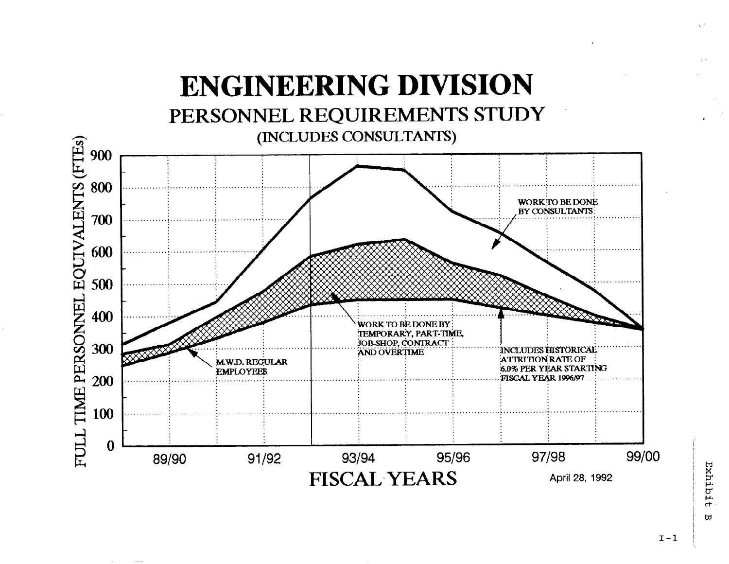# ENGINEERING DIVISION

## PERSONNEL REQUIREMENTS STUDY

(INCLUDES CONSULTANTS)

FULL TIME PERSONNEL EQUIVALENTS (FTEs)

900
800
700
600
500
400
300
200
100
0

WORK TO BE DONE BY CONSULTANTS

WORK TO BE DONE BY TEMPORARY, PART-TIME, JOB-SHOP, CONTRACT AND OVERTIME

M.W.D. REGULAR EMPLOYEES

INCLUDES HISTORICAL ATTRITION RATE OF 6.0% PER YEAR STARTING FISCAL YEAR 1996/97

89/90 91/92 93/94 95/96 97/98 99/00

FISCAL YEARS

April 28, 1992

Exhibit B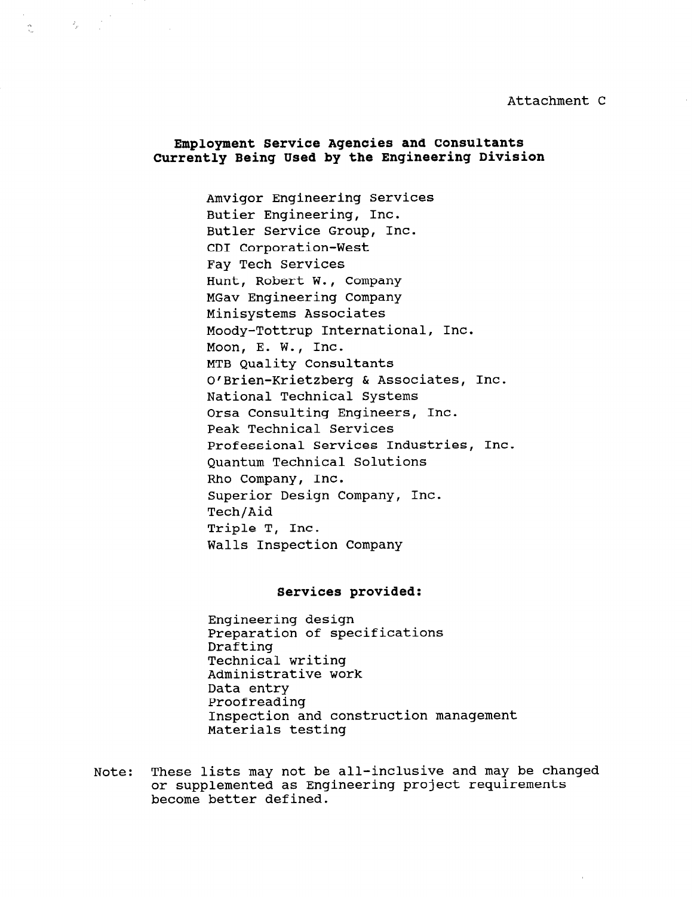Attachment C

## Employment Service Agencies and Consultants Currently Being Used by the Engineering Division

Amvigor Engineering Services
Butier Engineering, Inc.
Butler Service Group, Inc.
CDI Corporation-West
Fay Tech Services
Hunt, Robert W., Company
MGav Engineering Company
Minisystems Associates
Moody-Tottrup International, Inc.
Moon, E. W., Inc.
MTB Quality Consultants
O'Brien-Krietzberg & Associates, Inc.
National Technical Systems
Orsa Consulting Engineers, Inc.
Peak Technical Services
Professional Services Industries, Inc.
Quantum Technical Solutions
Rho Company, Inc.
Superior Design Company, Inc.
Tech/Aid
Triple T, Inc.
Walls Inspection Company

**Services provided:**

Engineering design
Preparation of specifications
Drafting
Technical writing
Administrative work
Data entry
Proofreading
Inspection and construction management
Materials testing

Note: These lists may not be all-inclusive and may be changed or supplemented as Engineering project requirements become better defined.